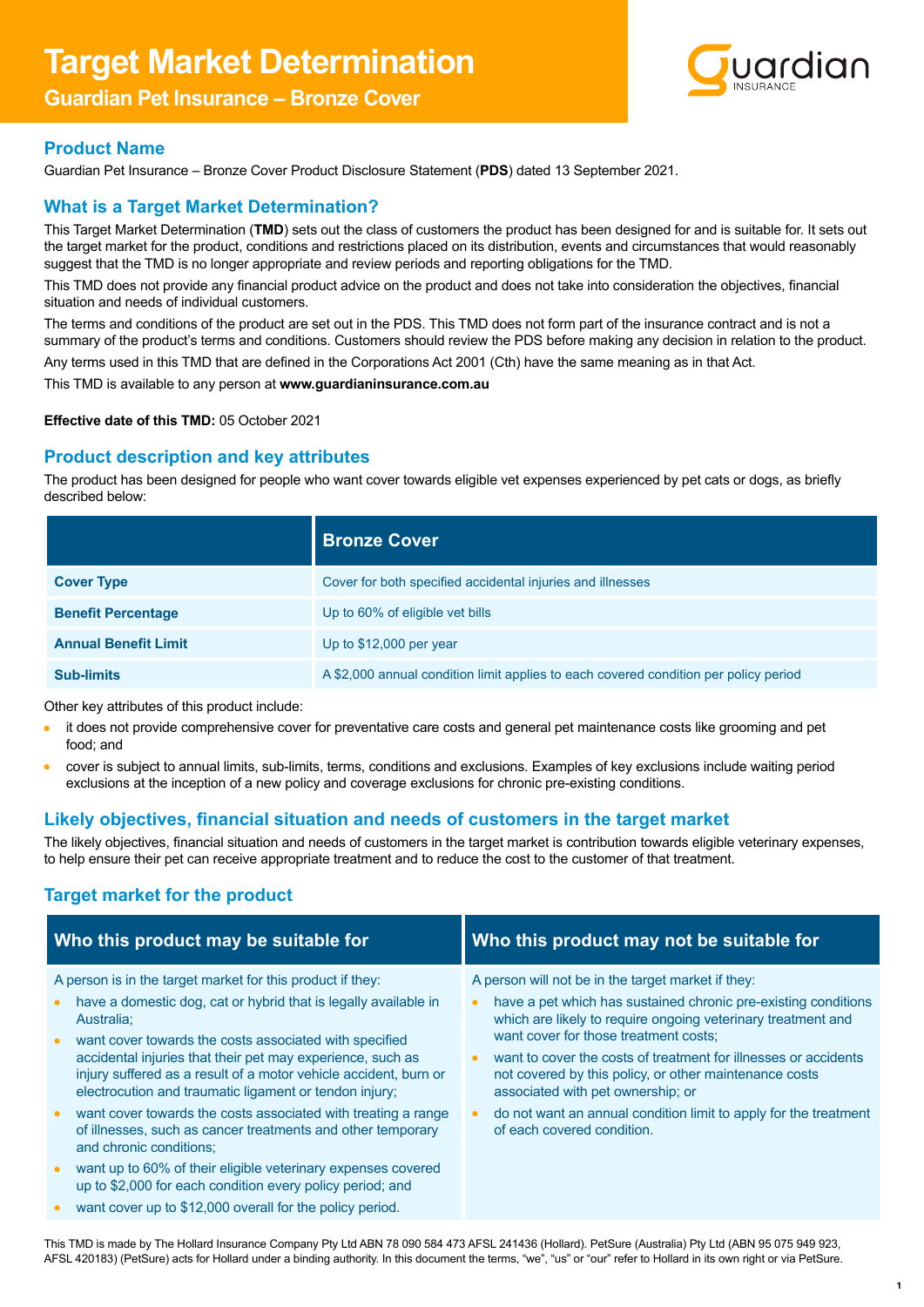# Target Market Determination

## Guardian Pet Insurance – Bronze Cover

## Product Name

Guardian Pet Insurance – Bronze Cover Product Disclosure Statement (**PDS**) dated 13 September 2021.

## What is a Target Market Determination?

This Target Market Determination (**TMD**) sets out the class of customers the product has been designed for and is suitable for. It sets out the target market for the product, conditions and restrictions placed on its distribution, events and circumstances that would reasonably suggest that the TMD is no longer appropriate and review periods and reporting obligations for the TMD.

This TMD does not provide any financial product advice on the product and does not take into consideration the objectives, financial situation and needs of individual customers.

The terms and conditions of the product are set out in the PDS. This TMD does not form part of the insurance contract and is not a summary of the product's terms and conditions. Customers should review the PDS before making any decision in relation to the product.

Any terms used in this TMD that are defined in the Corporations Act 2001 (Cth) have the same meaning as in that Act.

This TMD is available to any person at **www.guardianinsurance.com.au**

**Effective date of this TMD:** 05 October 2021

## Product description and key attributes

The product has been designed for people who want cover towards eligible vet expenses experienced by pet cats or dogs, as briefly described below:

| | Bronze Cover |
|---|---|
| **Cover Type** | Cover for both specified accidental injuries and illnesses |
| **Benefit Percentage** | Up to 60% of eligible vet bills |
| **Annual Benefit Limit** | Up to $12,000 per year |
| **Sub-limits** | A $2,000 annual condition limit applies to each covered condition per policy period |

Other key attributes of this product include:

- it does not provide comprehensive cover for preventative care costs and general pet maintenance costs like grooming and pet food; and
- cover is subject to annual limits, sub-limits, terms, conditions and exclusions. Examples of key exclusions include waiting period exclusions at the inception of a new policy and coverage exclusions for chronic pre-existing conditions.

## Likely objectives, financial situation and needs of customers in the target market

The likely objectives, financial situation and needs of customers in the target market is contribution towards eligible veterinary expenses, to help ensure their pet can receive appropriate treatment and to reduce the cost to the customer of that treatment.

## Target market for the product

### Who this product may be suitable for

A person is in the target market for this product if they:

- have a domestic dog, cat or hybrid that is legally available in Australia;
- want cover towards the costs associated with specified accidental injuries that their pet may experience, such as injury suffered as a result of a motor vehicle accident, burn or electrocution and traumatic ligament or tendon injury;
- want cover towards the costs associated with treating a range of illnesses, such as cancer treatments and other temporary and chronic conditions;
- want up to 60% of their eligible veterinary expenses covered up to $2,000 for each condition every policy period; and
- want cover up to $12,000 overall for the policy period.

### Who this product may not be suitable for

A person will not be in the target market if they:

- have a pet which has sustained chronic pre-existing conditions which are likely to require ongoing veterinary treatment and want cover for those treatment costs;
- want to cover the costs of treatment for illnesses or accidents not covered by this policy, or other maintenance costs associated with pet ownership; or
- do not want an annual condition limit to apply for the treatment of each covered condition.

This TMD is made by The Hollard Insurance Company Pty Ltd ABN 78 090 584 473 AFSL 241436 (Hollard). PetSure (Australia) Pty Ltd (ABN 95 075 949 923, AFSL 420183) (PetSure) acts for Hollard under a binding authority. In this document the terms, "we", "us" or "our" refer to Hollard in its own right or via PetSure.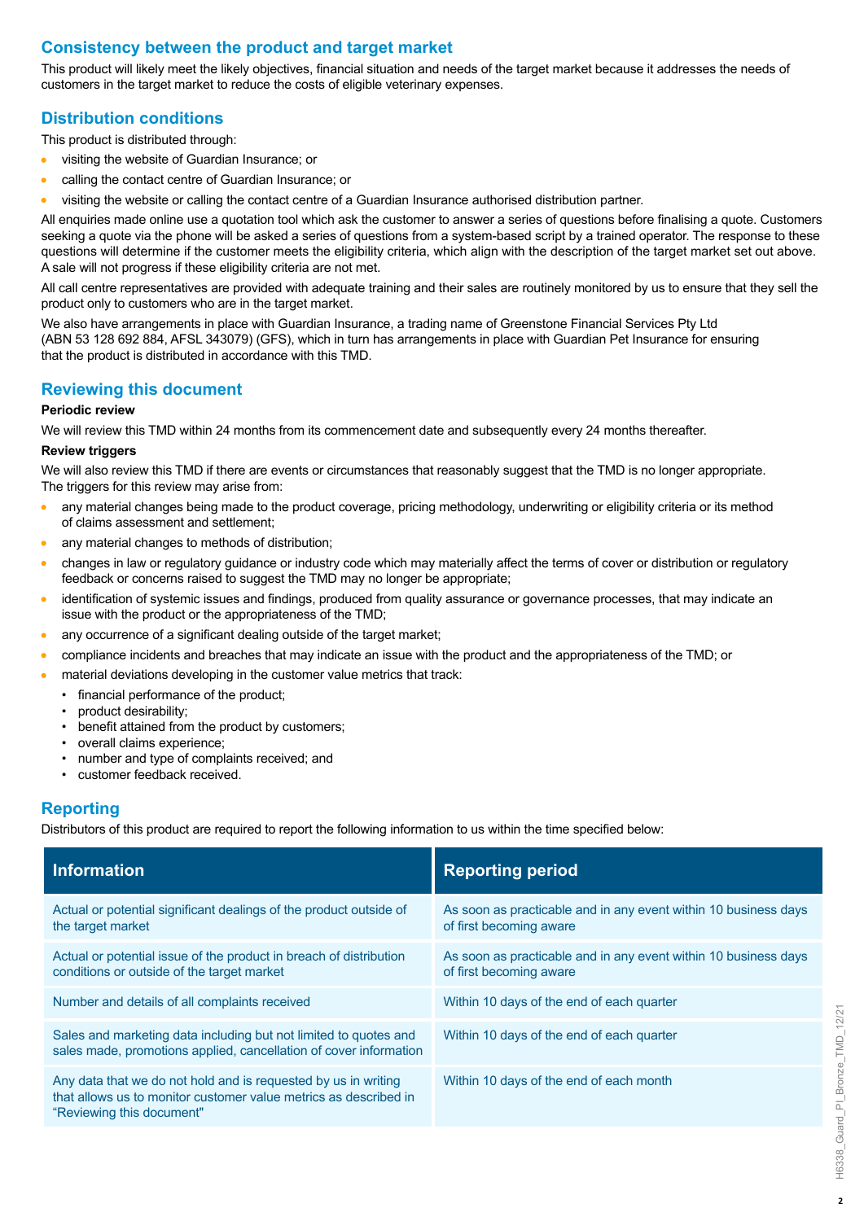## Consistency between the product and target market

This product will likely meet the likely objectives, financial situation and needs of the target market because it addresses the needs of customers in the target market to reduce the costs of eligible veterinary expenses.

## Distribution conditions

This product is distributed through:

- visiting the website of Guardian Insurance; or
- calling the contact centre of Guardian Insurance; or
- visiting the website or calling the contact centre of a Guardian Insurance authorised distribution partner.

All enquiries made online use a quotation tool which ask the customer to answer a series of questions before finalising a quote. Customers seeking a quote via the phone will be asked a series of questions from a system-based script by a trained operator. The response to these questions will determine if the customer meets the eligibility criteria, which align with the description of the target market set out above. A sale will not progress if these eligibility criteria are not met.

All call centre representatives are provided with adequate training and their sales are routinely monitored by us to ensure that they sell the product only to customers who are in the target market.

We also have arrangements in place with Guardian Insurance, a trading name of Greenstone Financial Services Pty Ltd (ABN 53 128 692 884, AFSL 343079) (GFS), which in turn has arrangements in place with Guardian Pet Insurance for ensuring that the product is distributed in accordance with this TMD.

## Reviewing this document

**Periodic review**

We will review this TMD within 24 months from its commencement date and subsequently every 24 months thereafter.

**Review triggers**

We will also review this TMD if there are events or circumstances that reasonably suggest that the TMD is no longer appropriate. The triggers for this review may arise from:

- any material changes being made to the product coverage, pricing methodology, underwriting or eligibility criteria or its method of claims assessment and settlement;
- any material changes to methods of distribution;
- changes in law or regulatory guidance or industry code which may materially affect the terms of cover or distribution or regulatory feedback or concerns raised to suggest the TMD may no longer be appropriate;
- identification of systemic issues and findings, produced from quality assurance or governance processes, that may indicate an issue with the product or the appropriateness of the TMD;
- any occurrence of a significant dealing outside of the target market;
- compliance incidents and breaches that may indicate an issue with the product and the appropriateness of the TMD; or
- material deviations developing in the customer value metrics that track:
  - financial performance of the product;
  - product desirability;
  - benefit attained from the product by customers;
  - overall claims experience;
  - number and type of complaints received; and
  - customer feedback received.

## Reporting

Distributors of this product are required to report the following information to us within the time specified below:

| Information | Reporting period |
|---|---|
| Actual or potential significant dealings of the product outside of the target market | As soon as practicable and in any event within 10 business days of first becoming aware |
| Actual or potential issue of the product in breach of distribution conditions or outside of the target market | As soon as practicable and in any event within 10 business days of first becoming aware |
| Number and details of all complaints received | Within 10 days of the end of each quarter |
| Sales and marketing data including but not limited to quotes and sales made, promotions applied, cancellation of cover information | Within 10 days of the end of each quarter |
| Any data that we do not hold and is requested by us in writing that allows us to monitor customer value metrics as described in "Reviewing this document" | Within 10 days of the end of each month |

H6338_Guard_PI_Bronze_TMD_12/21